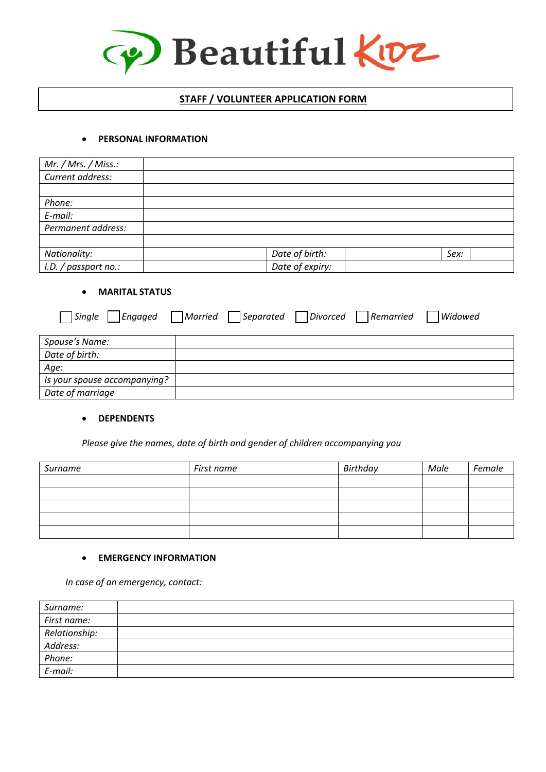# Beautiful Kidz

## STAFF / VOLUNTEER APPLICATION FORM

- **PERSONAL INFORMATION**

| *Mr. / Mrs. / Miss.:* | | | | | |
|---|---|---|---|---|---|
| *Current address:* | | | | | |
| | | | | | |
| *Phone:* | | | | | |
| *E-mail:* | | | | | |
| *Permanent address:* | | | | | |
| | | | | | |
| *Nationality:* | | *Date of birth:* | | *Sex:* | |
| *I.D. / passport no.:* | | *Date of expiry:* | | | |

- **MARITAL STATUS**

☐ *Single* ☐ *Engaged* ☐ *Married* ☐ *Separated* ☐ *Divorced* ☐ *Remarried* ☐ *Widowed*

| *Spouse's Name:* | |
|---|---|
| *Date of birth:* | |
| *Age:* | |
| *Is your spouse accompanying?* | |
| *Date of marriage* | |

- **DEPENDENTS**

*Please give the names, date of birth and gender of children accompanying you*

| *Surname* | *First name* | *Birthday* | *Male* | *Female* |
|---|---|---|---|---|
| | | | | |
| | | | | |
| | | | | |
| | | | | |
| | | | | |

- **EMERGENCY INFORMATION**

*In case of an emergency, contact:*

| *Surname:* | |
|---|---|
| *First name:* | |
| *Relationship:* | |
| *Address:* | |
| *Phone:* | |
| *E-mail:* | |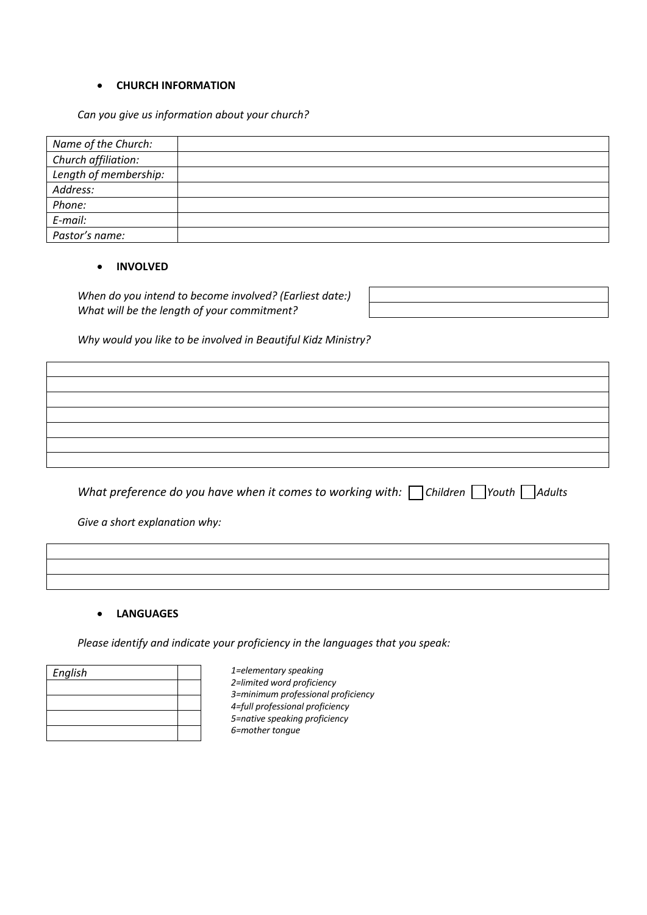- **CHURCH INFORMATION**

*Can you give us information about your church?*

| | |
|---|---|
| *Name of the Church:* | |
| *Church affiliation:* | |
| *Length of membership:* | |
| *Address:* | |
| *Phone:* | |
| *E-mail:* | |
| *Pastor's name:* | |

- **INVOLVED**

| | |
|---|---|
| *When do you intend to become involved? (Earliest date:)* | |
| *What will be the length of your commitment?* | |

*Why would you like to be involved in Beautiful Kidz Ministry?*

| |
|---|
| |
| |
| |
| |
| |
| |
| |

*What preference do you have when it comes to working with:* ☐ *Children* ☐ *Youth* ☐ *Adults*

*Give a short explanation why:*

| |
|---|
| |
| |
| |

- **LANGUAGES**

*Please identify and indicate your proficiency in the languages that you speak:*

| | |
|---|---|
| *English* | |
| | |
| | |
| | |
| | |

*1=elementary speaking*
*2=limited word proficiency*
*3=minimum professional proficiency*
*4=full professional proficiency*
*5=native speaking proficiency*
*6=mother tongue*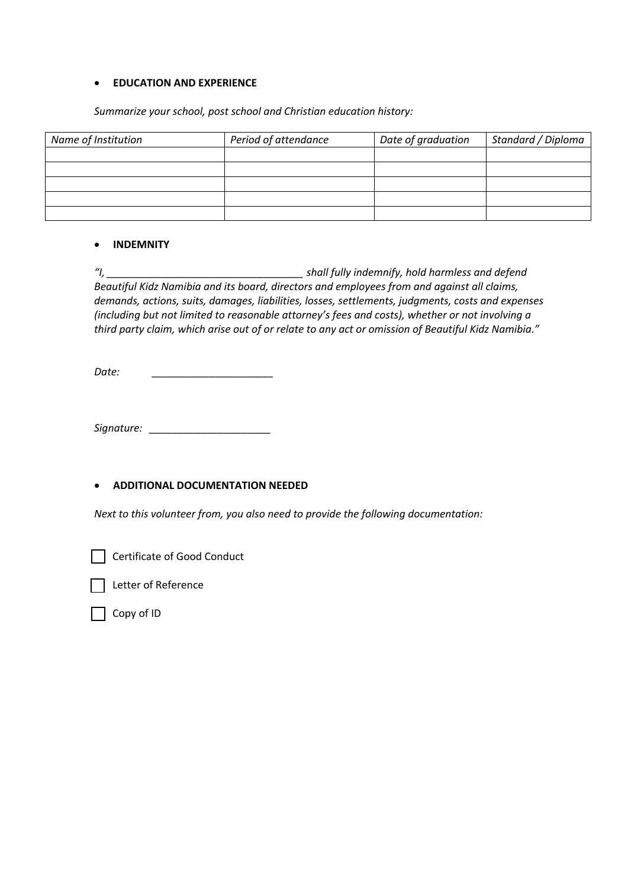- **EDUCATION AND EXPERIENCE**

*Summarize your school, post school and Christian education history:*

| *Name of Institution* | *Period of attendance* | *Date of graduation* | *Standard / Diploma* |
|---|---|---|---|
| | | | |
| | | | |
| | | | |
| | | | |
| | | | |

- **INDEMNITY**

*"I, ___________________________________ shall fully indemnify, hold harmless and defend Beautiful Kidz Namibia and its board, directors and employees from and against all claims, demands, actions, suits, damages, liabilities, losses, settlements, judgments, costs and expenses (including but not limited to reasonable attorney's fees and costs), whether or not involving a third party claim, which arise out of or relate to any act or omission of Beautiful Kidz Namibia."*

*Date:* ______________________

*Signature:* ______________________

- **ADDITIONAL DOCUMENTATION NEEDED**

*Next to this volunteer from, you also need to provide the following documentation:*

- [ ] Certificate of Good Conduct
- [ ] Letter of Reference
- [ ] Copy of ID